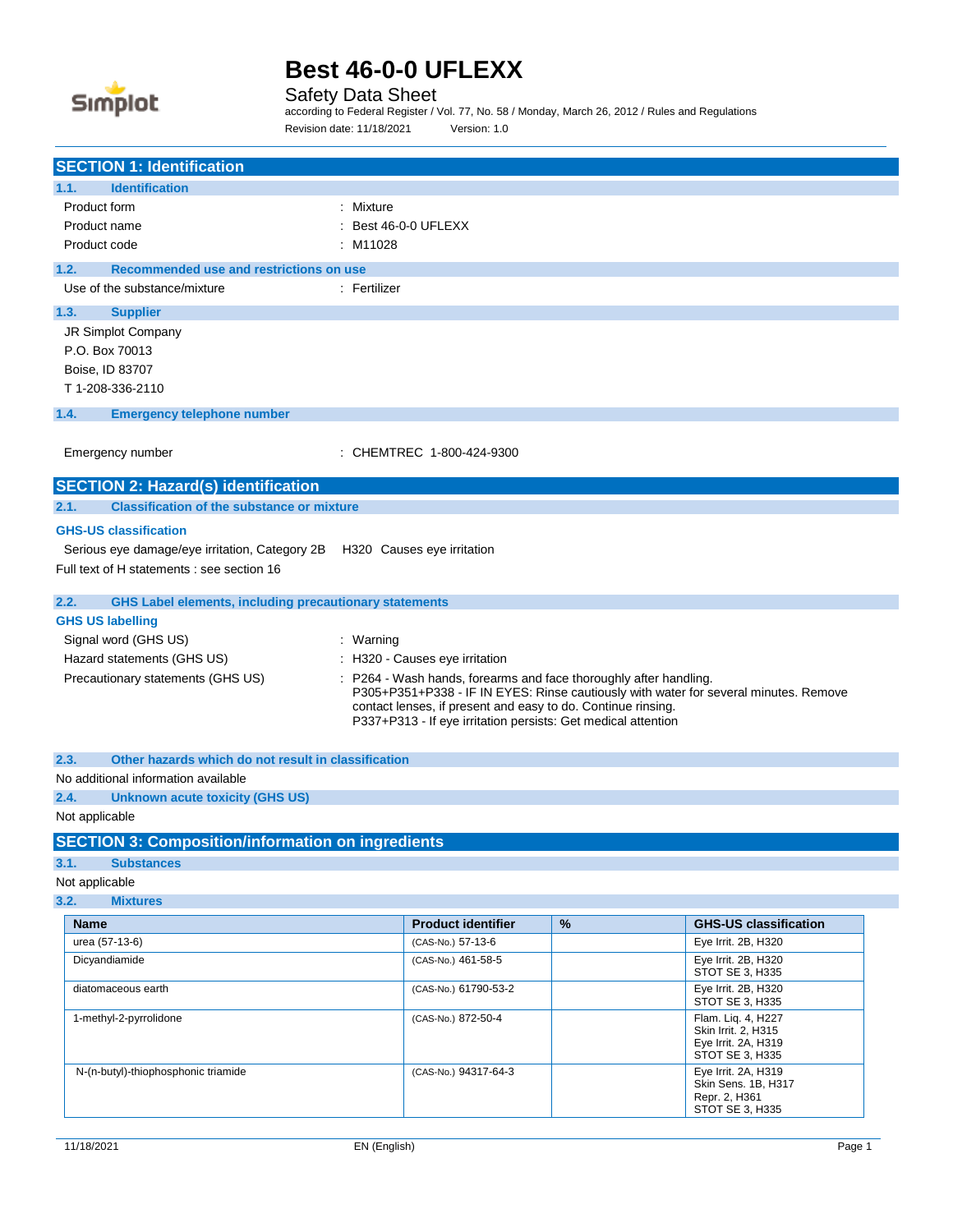# Best 46-0-0 UFLEXX

## Safety Data Sheet

according to Federal Register / Vol. 77, No. 58 / Monday, March 26, 2012 / Rules and Regulations

Revision date: 11/18/2021 Version: 1.0

## SECTION 1: Identification

### 1.1. Identification

Product form : Mixture

Product name : Best 46-0-0 UFLEXX

Product code : M11028

### 1.2. Recommended use and restrictions on use

Use of the substance/mixture : Fertilizer

### 1.3. Supplier

JR Simplot Company
P.O. Box 70013
Boise, ID 83707
T 1-208-336-2110

### 1.4. Emergency telephone number

Emergency number : CHEMTREC 1-800-424-9300

## SECTION 2: Hazard(s) identification

### 2.1. Classification of the substance or mixture

**GHS-US classification**

Serious eye damage/eye irritation, Category 2B H320 Causes eye irritation

Full text of H statements : see section 16

### 2.2. GHS Label elements, including precautionary statements

**GHS US labelling**

Signal word (GHS US) : Warning

Hazard statements (GHS US) : H320 - Causes eye irritation

Precautionary statements (GHS US) : P264 - Wash hands, forearms and face thoroughly after handling.
P305+P351+P338 - IF IN EYES: Rinse cautiously with water for several minutes. Remove contact lenses, if present and easy to do. Continue rinsing.
P337+P313 - If eye irritation persists: Get medical attention

### 2.3. Other hazards which do not result in classification

No additional information available

### 2.4. Unknown acute toxicity (GHS US)

Not applicable

## SECTION 3: Composition/information on ingredients

### 3.1. Substances

Not applicable

### 3.2. Mixtures

| Name | Product identifier | % | GHS-US classification |
|---|---|---|---|
| urea (57-13-6) | (CAS-No.) 57-13-6 | | Eye Irrit. 2B, H320 |
| Dicyandiamide | (CAS-No.) 461-58-5 | | Eye Irrit. 2B, H320<br>STOT SE 3, H335 |
| diatomaceous earth | (CAS-No.) 61790-53-2 | | Eye Irrit. 2B, H320<br>STOT SE 3, H335 |
| 1-methyl-2-pyrrolidone | (CAS-No.) 872-50-4 | | Flam. Liq. 4, H227<br>Skin Irrit. 2, H315<br>Eye Irrit. 2A, H319<br>STOT SE 3, H335 |
| N-(n-butyl)-thiophosphonic triamide | (CAS-No.) 94317-64-3 | | Eye Irrit. 2A, H319<br>Skin Sens. 1B, H317<br>Repr. 2, H361<br>STOT SE 3, H335 |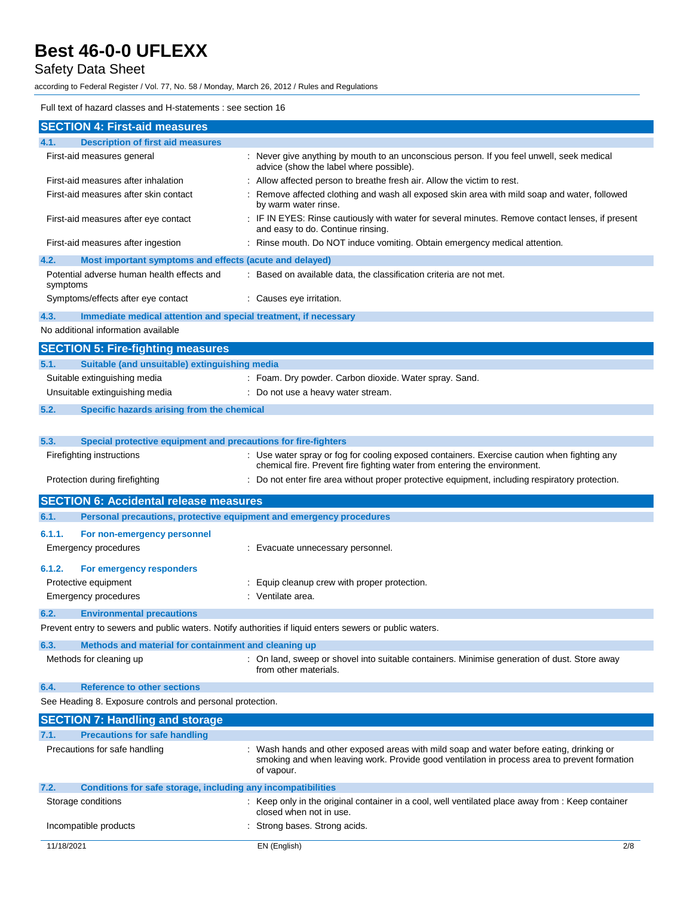Full text of hazard classes and H-statements : see section 16

## SECTION 4: First-aid measures

### 4.1. Description of first aid measures

| | |
|---|---|
| First-aid measures general | : Never give anything by mouth to an unconscious person. If you feel unwell, seek medical advice (show the label where possible). |
| First-aid measures after inhalation | : Allow affected person to breathe fresh air. Allow the victim to rest. |
| First-aid measures after skin contact | : Remove affected clothing and wash all exposed skin area with mild soap and water, followed by warm water rinse. |
| First-aid measures after eye contact | : IF IN EYES: Rinse cautiously with water for several minutes. Remove contact lenses, if present and easy to do. Continue rinsing. |
| First-aid measures after ingestion | : Rinse mouth. Do NOT induce vomiting. Obtain emergency medical attention. |

### 4.2. Most important symptoms and effects (acute and delayed)

| | |
|---|---|
| Potential adverse human health effects and symptoms | : Based on available data, the classification criteria are not met. |
| Symptoms/effects after eye contact | : Causes eye irritation. |

### 4.3. Immediate medical attention and special treatment, if necessary

No additional information available

## SECTION 5: Fire-fighting measures

### 5.1. Suitable (and unsuitable) extinguishing media

| | |
|---|---|
| Suitable extinguishing media | : Foam. Dry powder. Carbon dioxide. Water spray. Sand. |
| Unsuitable extinguishing media | : Do not use a heavy water stream. |

### 5.2. Specific hazards arising from the chemical

### 5.3. Special protective equipment and precautions for fire-fighters

| | |
|---|---|
| Firefighting instructions | : Use water spray or fog for cooling exposed containers. Exercise caution when fighting any chemical fire. Prevent fire fighting water from entering the environment. |
| Protection during firefighting | : Do not enter fire area without proper protective equipment, including respiratory protection. |

## SECTION 6: Accidental release measures

### 6.1. Personal precautions, protective equipment and emergency procedures

#### 6.1.1. For non-emergency personnel

| | |
|---|---|
| Emergency procedures | : Evacuate unnecessary personnel. |

#### 6.1.2. For emergency responders

| | |
|---|---|
| Protective equipment | : Equip cleanup crew with proper protection. |
| Emergency procedures | : Ventilate area. |

### 6.2. Environmental precautions

Prevent entry to sewers and public waters. Notify authorities if liquid enters sewers or public waters.

### 6.3. Methods and material for containment and cleaning up

| | |
|---|---|
| Methods for cleaning up | : On land, sweep or shovel into suitable containers. Minimise generation of dust. Store away from other materials. |

### 6.4. Reference to other sections

See Heading 8. Exposure controls and personal protection.

## SECTION 7: Handling and storage

### 7.1. Precautions for safe handling

| | |
|---|---|
| Precautions for safe handling | : Wash hands and other exposed areas with mild soap and water before eating, drinking or smoking and when leaving work. Provide good ventilation in process area to prevent formation of vapour. |

### 7.2. Conditions for safe storage, including any incompatibilities

| | |
|---|---|
| Storage conditions | : Keep only in the original container in a cool, well ventilated place away from : Keep container closed when not in use. |
| Incompatible products | : Strong bases. Strong acids. |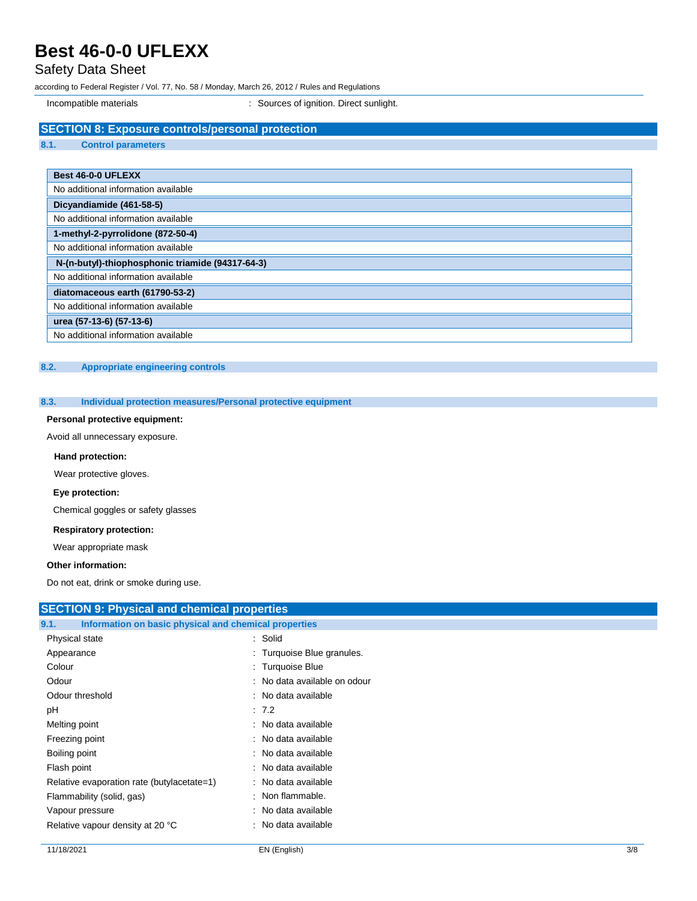| Incompatible materials | : Sources of ignition. Direct sunlight. |
|---|---|

## SECTION 8: Exposure controls/personal protection

### 8.1. Control parameters

| Best 46-0-0 UFLEXX |
|---|
| No additional information available |
| **Dicyandiamide (461-58-5)** |
| No additional information available |
| **1-methyl-2-pyrrolidone (872-50-4)** |
| No additional information available |
| **N-(n-butyl)-thiophosphonic triamide (94317-64-3)** |
| No additional information available |
| **diatomaceous earth (61790-53-2)** |
| No additional information available |
| **urea (57-13-6) (57-13-6)** |
| No additional information available |

### 8.2. Appropriate engineering controls

### 8.3. Individual protection measures/Personal protective equipment

**Personal protective equipment:**

Avoid all unnecessary exposure.

**Hand protection:**

Wear protective gloves.

**Eye protection:**

Chemical goggles or safety glasses

**Respiratory protection:**

Wear appropriate mask

**Other information:**

Do not eat, drink or smoke during use.

## SECTION 9: Physical and chemical properties

### 9.1. Information on basic physical and chemical properties

| Property | Value |
|---|---|
| Physical state | : Solid |
| Appearance | : Turquoise Blue granules. |
| Colour | : Turquoise Blue |
| Odour | : No data available on odour |
| Odour threshold | : No data available |
| pH | : 7.2 |
| Melting point | : No data available |
| Freezing point | : No data available |
| Boiling point | : No data available |
| Flash point | : No data available |
| Relative evaporation rate (butylacetate=1) | : No data available |
| Flammability (solid, gas) | : Non flammable. |
| Vapour pressure | : No data available |
| Relative vapour density at 20 °C | : No data available |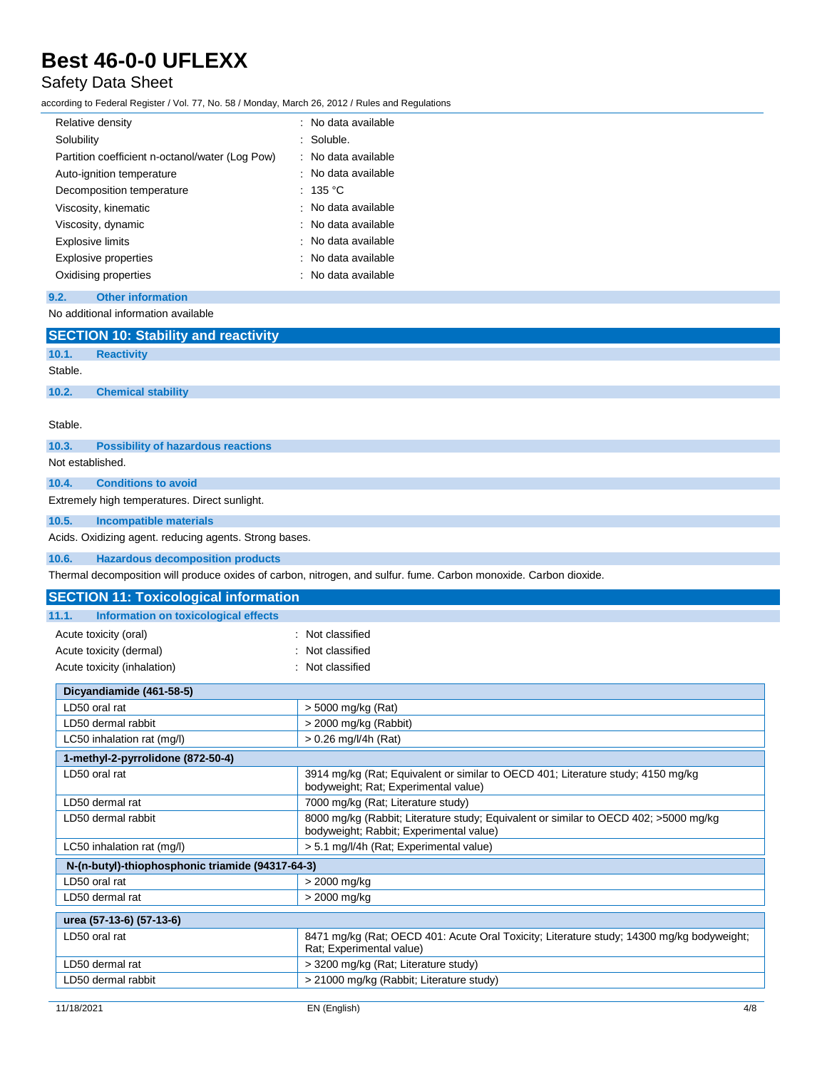| | |
|---|---|
| Relative density | : No data available |
| Solubility | : Soluble. |
| Partition coefficient n-octanol/water (Log Pow) | : No data available |
| Auto-ignition temperature | : No data available |
| Decomposition temperature | : 135 °C |
| Viscosity, kinematic | : No data available |
| Viscosity, dynamic | : No data available |
| Explosive limits | : No data available |
| Explosive properties | : No data available |
| Oxidising properties | : No data available |

### 9.2. Other information

No additional information available

## SECTION 10: Stability and reactivity

### 10.1. Reactivity

Stable.

### 10.2. Chemical stability

Stable.

### 10.3. Possibility of hazardous reactions

Not established.

### 10.4. Conditions to avoid

Extremely high temperatures. Direct sunlight.

### 10.5. Incompatible materials

Acids. Oxidizing agent. reducing agents. Strong bases.

### 10.6. Hazardous decomposition products

Thermal decomposition will produce oxides of carbon, nitrogen, and sulfur. fume. Carbon monoxide. Carbon dioxide.

## SECTION 11: Toxicological information

### 11.1. Information on toxicological effects

| | |
|---|---|
| Acute toxicity (oral) | : Not classified |
| Acute toxicity (dermal) | : Not classified |
| Acute toxicity (inhalation) | : Not classified |

| **Dicyandiamide (461-58-5)** | |
|---|---|
| LD50 oral rat | > 5000 mg/kg (Rat) |
| LD50 dermal rabbit | > 2000 mg/kg (Rabbit) |
| LC50 inhalation rat (mg/l) | > 0.26 mg/l/4h (Rat) |

| **1-methyl-2-pyrrolidone (872-50-4)** | |
|---|---|
| LD50 oral rat | 3914 mg/kg (Rat; Equivalent or similar to OECD 401; Literature study; 4150 mg/kg bodyweight; Rat; Experimental value) |
| LD50 dermal rat | 7000 mg/kg (Rat; Literature study) |
| LD50 dermal rabbit | 8000 mg/kg (Rabbit; Literature study; Equivalent or similar to OECD 402; >5000 mg/kg bodyweight; Rabbit; Experimental value) |
| LC50 inhalation rat (mg/l) | > 5.1 mg/l/4h (Rat; Experimental value) |

| **N-(n-butyl)-thiophosphonic triamide (94317-64-3)** | |
|---|---|
| LD50 oral rat | > 2000 mg/kg |
| LD50 dermal rat | > 2000 mg/kg |

| **urea (57-13-6) (57-13-6)** | |
|---|---|
| LD50 oral rat | 8471 mg/kg (Rat; OECD 401: Acute Oral Toxicity; Literature study; 14300 mg/kg bodyweight; Rat; Experimental value) |
| LD50 dermal rat | > 3200 mg/kg (Rat; Literature study) |
| LD50 dermal rabbit | > 21000 mg/kg (Rabbit; Literature study) |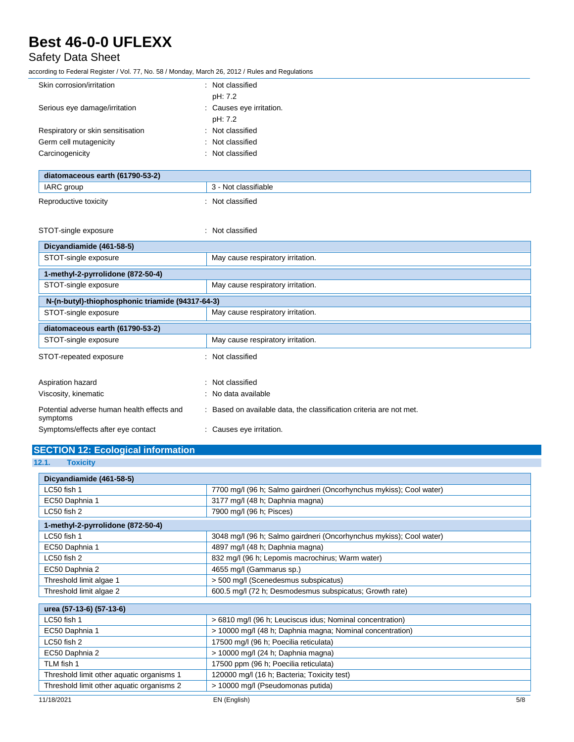| | |
|---|---|
| Skin corrosion/irritation | : Not classified<br>pH: 7.2 |
| Serious eye damage/irritation | : Causes eye irritation.<br>pH: 7.2 |
| Respiratory or skin sensitisation | : Not classified |
| Germ cell mutagenicity | : Not classified |
| Carcinogenicity | : Not classified |

| diatomaceous earth (61790-53-2) | |
|---|---|
| IARC group | 3 - Not classifiable |

| | |
|---|---|
| Reproductive toxicity | : Not classified |
| STOT-single exposure | : Not classified |

| Dicyandiamide (461-58-5) | |
|---|---|
| STOT-single exposure | May cause respiratory irritation. |

| 1-methyl-2-pyrrolidone (872-50-4) | |
|---|---|
| STOT-single exposure | May cause respiratory irritation. |

| N-(n-butyl)-thiophosphonic triamide (94317-64-3) | |
|---|---|
| STOT-single exposure | May cause respiratory irritation. |

| diatomaceous earth (61790-53-2) | |
|---|---|
| STOT-single exposure | May cause respiratory irritation. |

| | |
|---|---|
| STOT-repeated exposure | : Not classified |
| Aspiration hazard | : Not classified |
| Viscosity, kinematic | : No data available |
| Potential adverse human health effects and symptoms | : Based on available data, the classification criteria are not met. |
| Symptoms/effects after eye contact | : Causes eye irritation. |

## SECTION 12: Ecological information

### 12.1. Toxicity

| Dicyandiamide (461-58-5) | |
|---|---|
| LC50 fish 1 | 7700 mg/l (96 h; Salmo gairdneri (Oncorhynchus mykiss); Cool water) |
| EC50 Daphnia 1 | 3177 mg/l (48 h; Daphnia magna) |
| LC50 fish 2 | 7900 mg/l (96 h; Pisces) |

| 1-methyl-2-pyrrolidone (872-50-4) | |
|---|---|
| LC50 fish 1 | 3048 mg/l (96 h; Salmo gairdneri (Oncorhynchus mykiss); Cool water) |
| EC50 Daphnia 1 | 4897 mg/l (48 h; Daphnia magna) |
| LC50 fish 2 | 832 mg/l (96 h; Lepomis macrochirus; Warm water) |
| EC50 Daphnia 2 | 4655 mg/l (Gammarus sp.) |
| Threshold limit algae 1 | > 500 mg/l (Scenedesmus subspicatus) |
| Threshold limit algae 2 | 600.5 mg/l (72 h; Desmodesmus subspicatus; Growth rate) |

| urea (57-13-6) (57-13-6) | |
|---|---|
| LC50 fish 1 | > 6810 mg/l (96 h; Leuciscus idus; Nominal concentration) |
| EC50 Daphnia 1 | > 10000 mg/l (48 h; Daphnia magna; Nominal concentration) |
| LC50 fish 2 | 17500 mg/l (96 h; Poecilia reticulata) |
| EC50 Daphnia 2 | > 10000 mg/l (24 h; Daphnia magna) |
| TLM fish 1 | 17500 ppm (96 h; Poecilia reticulata) |
| Threshold limit other aquatic organisms 1 | 120000 mg/l (16 h; Bacteria; Toxicity test) |
| Threshold limit other aquatic organisms 2 | > 10000 mg/l (Pseudomonas putida) |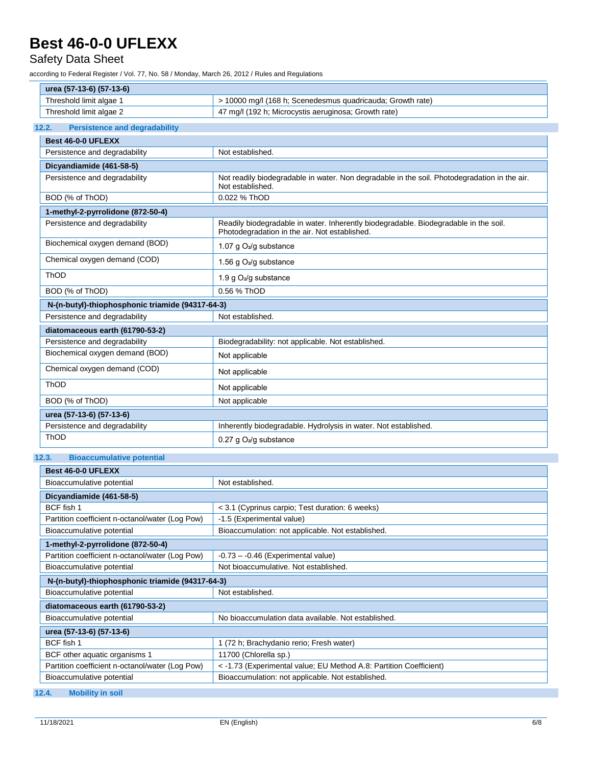| urea (57-13-6) (57-13-6) | |
|---|---|
| Threshold limit algae 1 | > 10000 mg/l (168 h; Scenedesmus quadricauda; Growth rate) |
| Threshold limit algae 2 | 47 mg/l (192 h; Microcystis aeruginosa; Growth rate) |

### 12.2. Persistence and degradability

| Best 46-0-0 UFLEXX | |
|---|---|
| Persistence and degradability | Not established. |

| Dicyandiamide (461-58-5) | |
|---|---|
| Persistence and degradability | Not readily biodegradable in water. Non degradable in the soil. Photodegradation in the air. Not established. |
| BOD (% of ThOD) | 0.022 % ThOD |

| 1-methyl-2-pyrrolidone (872-50-4) | |
|---|---|
| Persistence and degradability | Readily biodegradable in water. Inherently biodegradable. Biodegradable in the soil. Photodegradation in the air. Not established. |
| Biochemical oxygen demand (BOD) | 1.07 g $O_2$/g substance |
| Chemical oxygen demand (COD) | 1.56 g $O_2$/g substance |
| ThOD | 1.9 g $O_2$/g substance |
| BOD (% of ThOD) | 0.56 % ThOD |

| N-(n-butyl)-thiophosphonic triamide (94317-64-3) | |
|---|---|
| Persistence and degradability | Not established. |

| diatomaceous earth (61790-53-2) | |
|---|---|
| Persistence and degradability | Biodegradability: not applicable. Not established. |
| Biochemical oxygen demand (BOD) | Not applicable |
| Chemical oxygen demand (COD) | Not applicable |
| ThOD | Not applicable |
| BOD (% of ThOD) | Not applicable |

| urea (57-13-6) (57-13-6) | |
|---|---|
| Persistence and degradability | Inherently biodegradable. Hydrolysis in water. Not established. |
| ThOD | 0.27 g $O_2$/g substance |

### 12.3. Bioaccumulative potential

| Best 46-0-0 UFLEXX | |
|---|---|
| Bioaccumulative potential | Not established. |

| Dicyandiamide (461-58-5) | |
|---|---|
| BCF fish 1 | < 3.1 (Cyprinus carpio; Test duration: 6 weeks) |
| Partition coefficient n-octanol/water (Log Pow) | -1.5 (Experimental value) |
| Bioaccumulative potential | Bioaccumulation: not applicable. Not established. |

| 1-methyl-2-pyrrolidone (872-50-4) | |
|---|---|
| Partition coefficient n-octanol/water (Log Pow) | -0.73 – -0.46 (Experimental value) |
| Bioaccumulative potential | Not bioaccumulative. Not established. |

| N-(n-butyl)-thiophosphonic triamide (94317-64-3) | |
|---|---|
| Bioaccumulative potential | Not established. |

| diatomaceous earth (61790-53-2) | |
|---|---|
| Bioaccumulative potential | No bioaccumulation data available. Not established. |

| urea (57-13-6) (57-13-6) | |
|---|---|
| BCF fish 1 | 1 (72 h; Brachydanio rerio; Fresh water) |
| BCF other aquatic organisms 1 | 11700 (Chlorella sp.) |
| Partition coefficient n-octanol/water (Log Pow) | < -1.73 (Experimental value; EU Method A.8: Partition Coefficient) |
| Bioaccumulative potential | Bioaccumulation: not applicable. Not established. |

### 12.4. Mobility in soil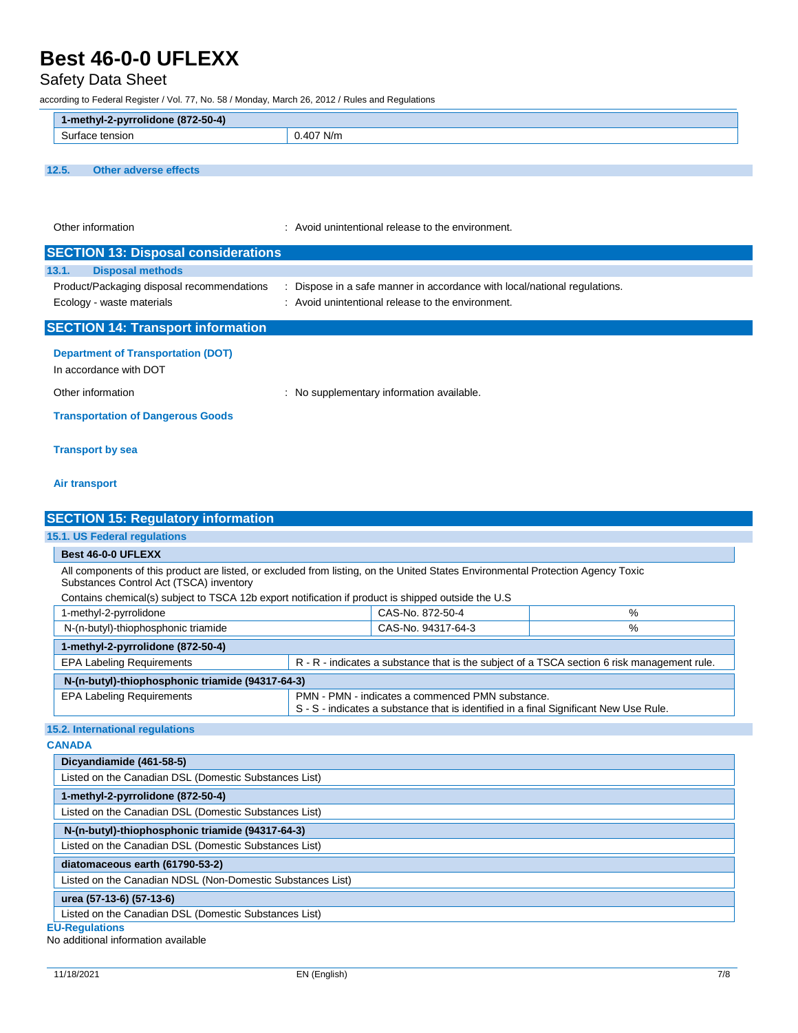| 1-methyl-2-pyrrolidone (872-50-4) | |
|---|---|
| Surface tension | 0.407 N/m |

### 12.5. Other adverse effects

Other information : Avoid unintentional release to the environment.

## SECTION 13: Disposal considerations

### 13.1. Disposal methods

Product/Packaging disposal recommendations : Dispose in a safe manner in accordance with local/national regulations.

Ecology - waste materials : Avoid unintentional release to the environment.

## SECTION 14: Transport information

**Department of Transportation (DOT)**

In accordance with DOT

Other information : No supplementary information available.

**Transportation of Dangerous Goods**

**Transport by sea**

**Air transport**

## SECTION 15: Regulatory information

### 15.1. US Federal regulations

**Best 46-0-0 UFLEXX**

All components of this product are listed, or excluded from listing, on the United States Environmental Protection Agency Toxic Substances Control Act (TSCA) inventory

Contains chemical(s) subject to TSCA 12b export notification if product is shipped outside the U.S

| | | |
|---|---|---|
| 1-methyl-2-pyrrolidone | CAS-No. 872-50-4 | % |
| N-(n-butyl)-thiophosphonic triamide | CAS-No. 94317-64-3 | % |

| 1-methyl-2-pyrrolidone (872-50-4) | |
|---|---|
| EPA Labeling Requirements | R - R - indicates a substance that is the subject of a TSCA section 6 risk management rule. |

| N-(n-butyl)-thiophosphonic triamide (94317-64-3) | |
|---|---|
| EPA Labeling Requirements | PMN - PMN - indicates a commenced PMN substance.<br>S - S - indicates a substance that is identified in a final Significant New Use Rule. |

### 15.2. International regulations

**CANADA**

| Dicyandiamide (461-58-5) |
|---|
| Listed on the Canadian DSL (Domestic Substances List) |

| 1-methyl-2-pyrrolidone (872-50-4) |
|---|
| Listed on the Canadian DSL (Domestic Substances List) |

| N-(n-butyl)-thiophosphonic triamide (94317-64-3) |
|---|
| Listed on the Canadian DSL (Domestic Substances List) |

| diatomaceous earth (61790-53-2) |
|---|
| Listed on the Canadian NDSL (Non-Domestic Substances List) |

| urea (57-13-6) (57-13-6) |
|---|
| Listed on the Canadian DSL (Domestic Substances List) |

**EU-Regulations**

No additional information available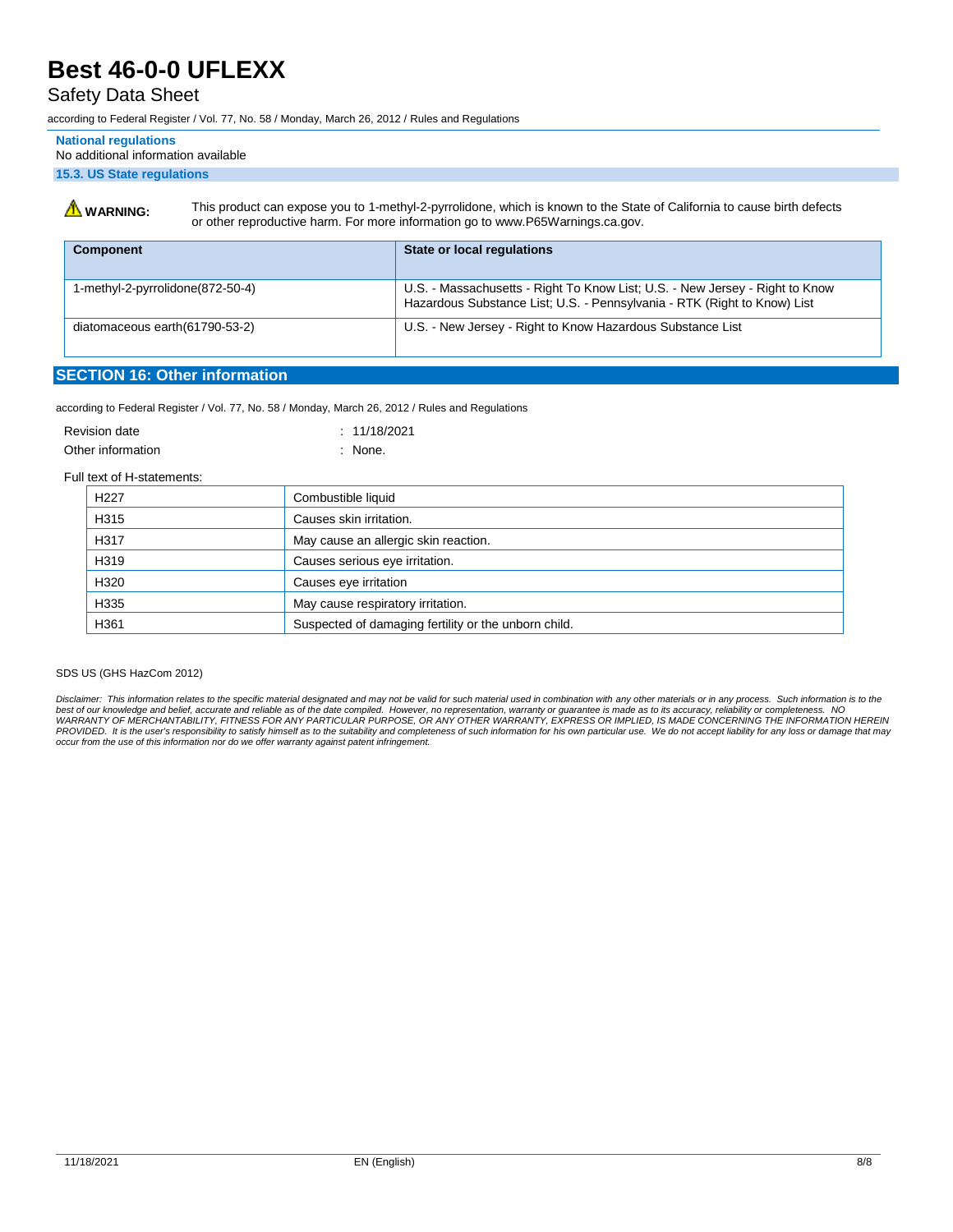National regulations

No additional information available

### 15.3. US State regulations

**WARNING:** This product can expose you to 1-methyl-2-pyrrolidone, which is known to the State of California to cause birth defects or other reproductive harm. For more information go to www.P65Warnings.ca.gov.

| Component | State or local regulations |
|---|---|
| 1-methyl-2-pyrrolidone(872-50-4) | U.S. - Massachusetts - Right To Know List; U.S. - New Jersey - Right to Know Hazardous Substance List; U.S. - Pennsylvania - RTK (Right to Know) List |
| diatomaceous earth(61790-53-2) | U.S. - New Jersey - Right to Know Hazardous Substance List |

## SECTION 16: Other information

according to Federal Register / Vol. 77, No. 58 / Monday, March 26, 2012 / Rules and Regulations

Revision date : 11/18/2021

Other information : None.

Full text of H-statements:

| | |
|---|---|
| H227 | Combustible liquid |
| H315 | Causes skin irritation. |
| H317 | May cause an allergic skin reaction. |
| H319 | Causes serious eye irritation. |
| H320 | Causes eye irritation |
| H335 | May cause respiratory irritation. |
| H361 | Suspected of damaging fertility or the unborn child. |

SDS US (GHS HazCom 2012)

*Disclaimer: This information relates to the specific material designated and may not be valid for such material used in combination with any other materials or in any process. Such information is to the best of our knowledge and belief, accurate and reliable as of the date compiled. However, no representation, warranty or guarantee is made as to its accuracy, reliability or completeness. NO WARRANTY OF MERCHANTABILITY, FITNESS FOR ANY PARTICULAR PURPOSE, OR ANY OTHER WARRANTY, EXPRESS OR IMPLIED, IS MADE CONCERNING THE INFORMATION HEREIN PROVIDED. It is the user's responsibility to satisfy himself as to the suitability and completeness of such information for his own particular use. We do not accept liability for any loss or damage that may occur from the use of this information nor do we offer warranty against patent infringement.*